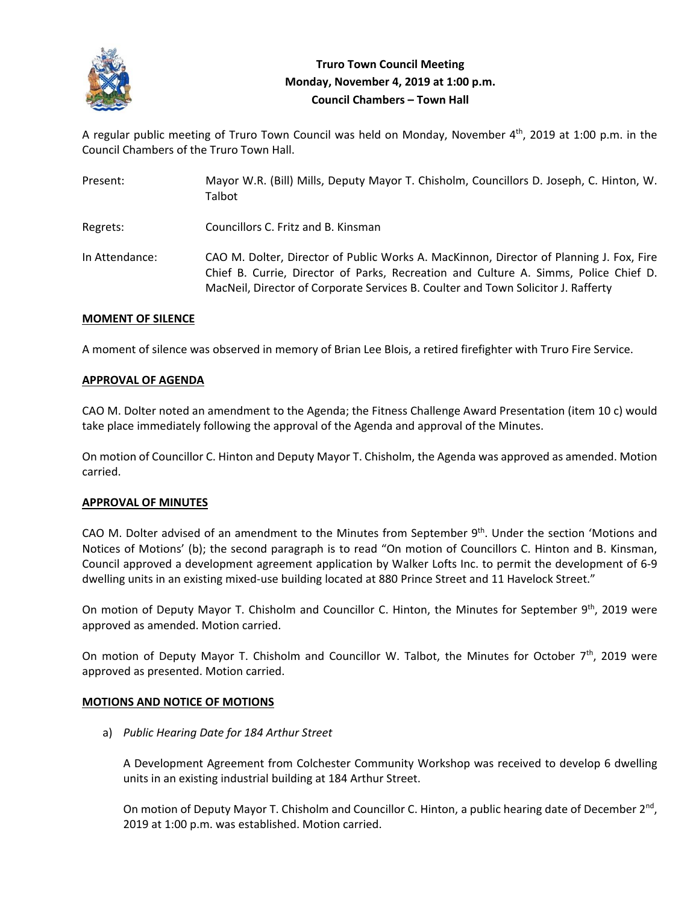**Truro Town Council Meeting**
**Monday, November 4, 2019 at 1:00 p.m.**
**Council Chambers – Town Hall**

A regular public meeting of Truro Town Council was held on Monday, November 4th, 2019 at 1:00 p.m. in the Council Chambers of the Truro Town Hall.

Present: Mayor W.R. (Bill) Mills, Deputy Mayor T. Chisholm, Councillors D. Joseph, C. Hinton, W. Talbot

Regrets: Councillors C. Fritz and B. Kinsman

In Attendance: CAO M. Dolter, Director of Public Works A. MacKinnon, Director of Planning J. Fox, Fire Chief B. Currie, Director of Parks, Recreation and Culture A. Simms, Police Chief D. MacNeil, Director of Corporate Services B. Coulter and Town Solicitor J. Rafferty

**MOMENT OF SILENCE**

A moment of silence was observed in memory of Brian Lee Blois, a retired firefighter with Truro Fire Service.

**APPROVAL OF AGENDA**

CAO M. Dolter noted an amendment to the Agenda; the Fitness Challenge Award Presentation (item 10 c) would take place immediately following the approval of the Agenda and approval of the Minutes.

On motion of Councillor C. Hinton and Deputy Mayor T. Chisholm, the Agenda was approved as amended. Motion carried.

**APPROVAL OF MINUTES**

CAO M. Dolter advised of an amendment to the Minutes from September 9th. Under the section 'Motions and Notices of Motions' (b); the second paragraph is to read "On motion of Councillors C. Hinton and B. Kinsman, Council approved a development agreement application by Walker Lofts Inc. to permit the development of 6-9 dwelling units in an existing mixed-use building located at 880 Prince Street and 11 Havelock Street."

On motion of Deputy Mayor T. Chisholm and Councillor C. Hinton, the Minutes for September 9th, 2019 were approved as amended. Motion carried.

On motion of Deputy Mayor T. Chisholm and Councillor W. Talbot, the Minutes for October 7th, 2019 were approved as presented. Motion carried.

**MOTIONS AND NOTICE OF MOTIONS**

a) *Public Hearing Date for 184 Arthur Street*

A Development Agreement from Colchester Community Workshop was received to develop 6 dwelling units in an existing industrial building at 184 Arthur Street.

On motion of Deputy Mayor T. Chisholm and Councillor C. Hinton, a public hearing date of December 2nd, 2019 at 1:00 p.m. was established. Motion carried.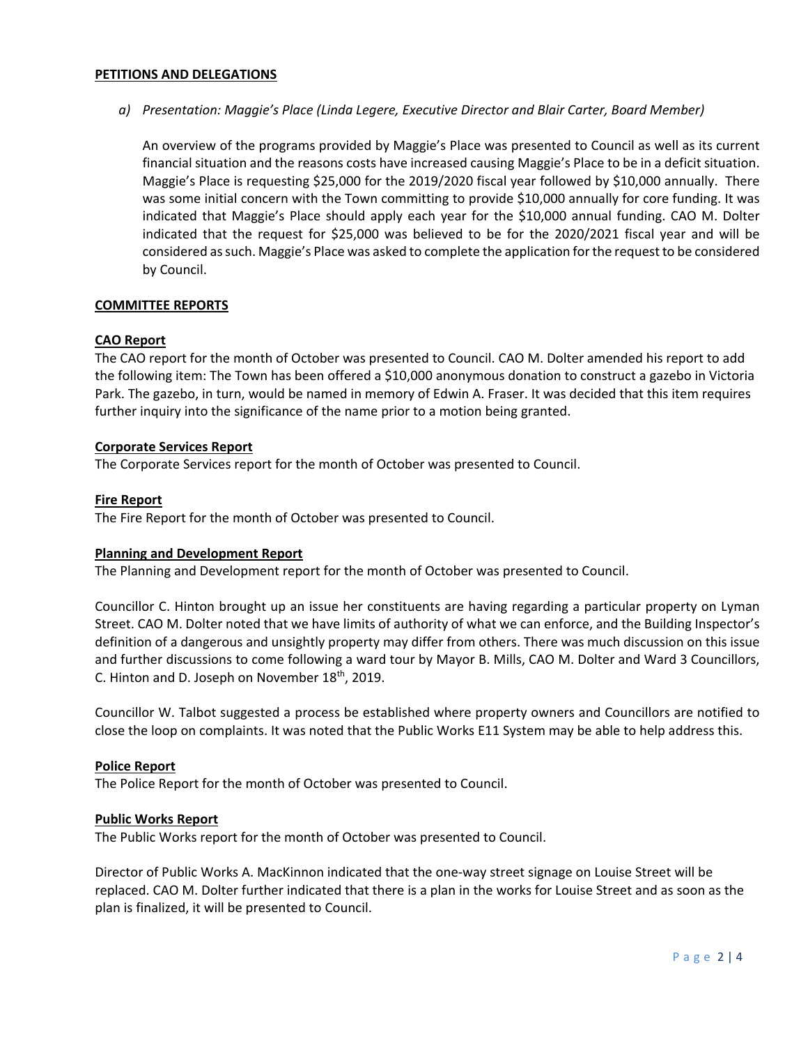**PETITIONS AND DELEGATIONS**

a) *Presentation: Maggie's Place (Linda Legere, Executive Director and Blair Carter, Board Member)*

An overview of the programs provided by Maggie's Place was presented to Council as well as its current financial situation and the reasons costs have increased causing Maggie's Place to be in a deficit situation. Maggie's Place is requesting $25,000 for the 2019/2020 fiscal year followed by $10,000 annually. There was some initial concern with the Town committing to provide $10,000 annually for core funding. It was indicated that Maggie's Place should apply each year for the $10,000 annual funding. CAO M. Dolter indicated that the request for $25,000 was believed to be for the 2020/2021 fiscal year and will be considered as such. Maggie's Place was asked to complete the application for the request to be considered by Council.

**COMMITTEE REPORTS**

**CAO Report**

The CAO report for the month of October was presented to Council. CAO M. Dolter amended his report to add the following item: The Town has been offered a $10,000 anonymous donation to construct a gazebo in Victoria Park. The gazebo, in turn, would be named in memory of Edwin A. Fraser. It was decided that this item requires further inquiry into the significance of the name prior to a motion being granted.

**Corporate Services Report**

The Corporate Services report for the month of October was presented to Council.

**Fire Report**

The Fire Report for the month of October was presented to Council.

**Planning and Development Report**

The Planning and Development report for the month of October was presented to Council.

Councillor C. Hinton brought up an issue her constituents are having regarding a particular property on Lyman Street. CAO M. Dolter noted that we have limits of authority of what we can enforce, and the Building Inspector's definition of a dangerous and unsightly property may differ from others. There was much discussion on this issue and further discussions to come following a ward tour by Mayor B. Mills, CAO M. Dolter and Ward 3 Councillors, C. Hinton and D. Joseph on November 18th, 2019.

Councillor W. Talbot suggested a process be established where property owners and Councillors are notified to close the loop on complaints. It was noted that the Public Works E11 System may be able to help address this.

**Police Report**

The Police Report for the month of October was presented to Council.

**Public Works Report**

The Public Works report for the month of October was presented to Council.

Director of Public Works A. MacKinnon indicated that the one-way street signage on Louise Street will be replaced. CAO M. Dolter further indicated that there is a plan in the works for Louise Street and as soon as the plan is finalized, it will be presented to Council.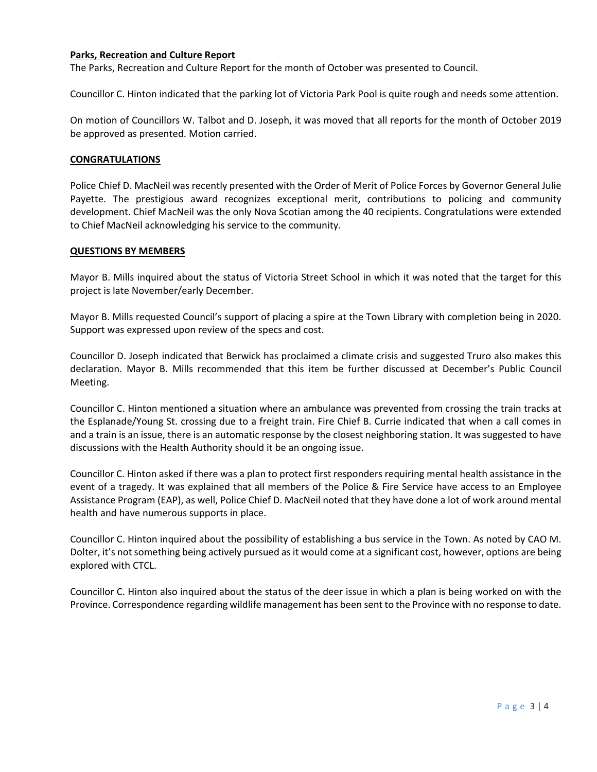**Parks, Recreation and Culture Report**

The Parks, Recreation and Culture Report for the month of October was presented to Council.

Councillor C. Hinton indicated that the parking lot of Victoria Park Pool is quite rough and needs some attention.

On motion of Councillors W. Talbot and D. Joseph, it was moved that all reports for the month of October 2019 be approved as presented. Motion carried.

## CONGRATULATIONS

Police Chief D. MacNeil was recently presented with the Order of Merit of Police Forces by Governor General Julie Payette. The prestigious award recognizes exceptional merit, contributions to policing and community development. Chief MacNeil was the only Nova Scotian among the 40 recipients. Congratulations were extended to Chief MacNeil acknowledging his service to the community.

## QUESTIONS BY MEMBERS

Mayor B. Mills inquired about the status of Victoria Street School in which it was noted that the target for this project is late November/early December.

Mayor B. Mills requested Council's support of placing a spire at the Town Library with completion being in 2020. Support was expressed upon review of the specs and cost.

Councillor D. Joseph indicated that Berwick has proclaimed a climate crisis and suggested Truro also makes this declaration. Mayor B. Mills recommended that this item be further discussed at December's Public Council Meeting.

Councillor C. Hinton mentioned a situation where an ambulance was prevented from crossing the train tracks at the Esplanade/Young St. crossing due to a freight train. Fire Chief B. Currie indicated that when a call comes in and a train is an issue, there is an automatic response by the closest neighboring station. It was suggested to have discussions with the Health Authority should it be an ongoing issue.

Councillor C. Hinton asked if there was a plan to protect first responders requiring mental health assistance in the event of a tragedy. It was explained that all members of the Police & Fire Service have access to an Employee Assistance Program (EAP), as well, Police Chief D. MacNeil noted that they have done a lot of work around mental health and have numerous supports in place.

Councillor C. Hinton inquired about the possibility of establishing a bus service in the Town. As noted by CAO M. Dolter, it's not something being actively pursued as it would come at a significant cost, however, options are being explored with CTCL.

Councillor C. Hinton also inquired about the status of the deer issue in which a plan is being worked on with the Province. Correspondence regarding wildlife management has been sent to the Province with no response to date.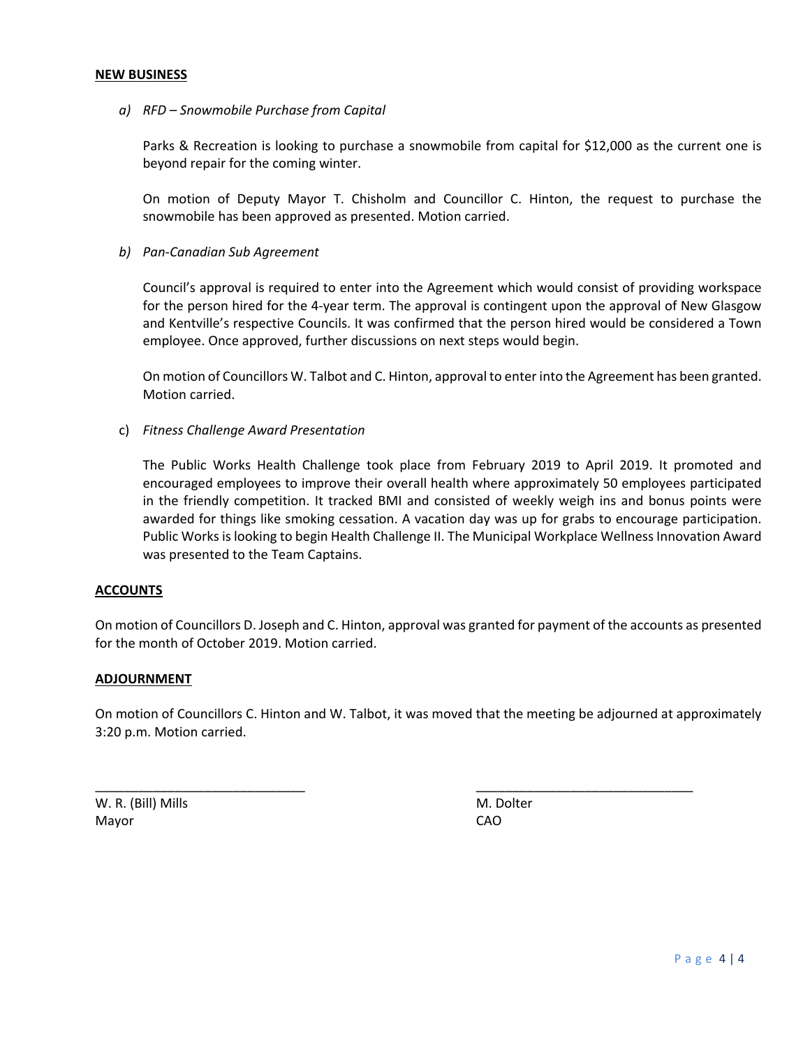**NEW BUSINESS**

*a) RFD – Snowmobile Purchase from Capital*

Parks & Recreation is looking to purchase a snowmobile from capital for $12,000 as the current one is beyond repair for the coming winter.

On motion of Deputy Mayor T. Chisholm and Councillor C. Hinton, the request to purchase the snowmobile has been approved as presented. Motion carried.

*b) Pan-Canadian Sub Agreement*

Council's approval is required to enter into the Agreement which would consist of providing workspace for the person hired for the 4-year term. The approval is contingent upon the approval of New Glasgow and Kentville's respective Councils. It was confirmed that the person hired would be considered a Town employee. Once approved, further discussions on next steps would begin.

On motion of Councillors W. Talbot and C. Hinton, approval to enter into the Agreement has been granted. Motion carried.

c) *Fitness Challenge Award Presentation*

The Public Works Health Challenge took place from February 2019 to April 2019. It promoted and encouraged employees to improve their overall health where approximately 50 employees participated in the friendly competition. It tracked BMI and consisted of weekly weigh ins and bonus points were awarded for things like smoking cessation. A vacation day was up for grabs to encourage participation. Public Works is looking to begin Health Challenge II. The Municipal Workplace Wellness Innovation Award was presented to the Team Captains.

**ACCOUNTS**

On motion of Councillors D. Joseph and C. Hinton, approval was granted for payment of the accounts as presented for the month of October 2019. Motion carried.

**ADJOURNMENT**

On motion of Councillors C. Hinton and W. Talbot, it was moved that the meeting be adjourned at approximately 3:20 p.m. Motion carried.

______________________________
W. R. (Bill) Mills
Mayor

______________________________
M. Dolter
CAO